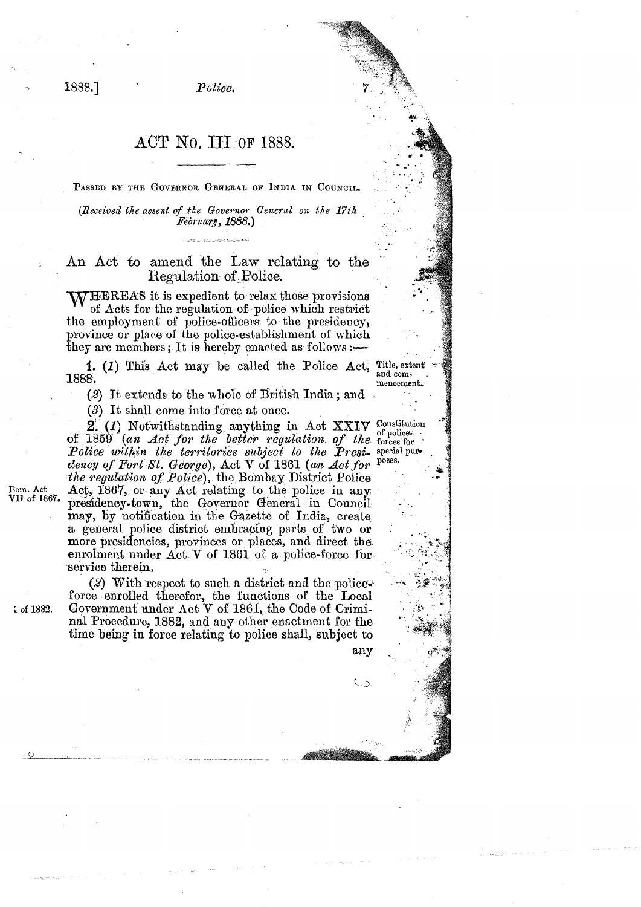# ACT No. III of 1888.

PASSED BY THE GOVERNOR GENERAL OF INDIA IN COUNCIL.

*(Received the assent of the Governor General on the 17th February, 1888.)*

## An Act to amend the Law relating to the Regulation of Police.

WHEREAS it is expedient to relax those provisions of Acts for the regulation of police which restrict the employment of police-officers to the presidency, province or place of the police-establishment of which they are members; It is hereby enacted as follows:—

*Title, extent and commencement.*

1. (*1*) This Act may be called the Police Act, 1888.

(*2*) It extends to the whole of British India; and

(*3*) It shall come into force at once.

*Constitution of police-forces for special purposes.*

*Bom. Act VII of 1867.*

2. (*1*) Notwithstanding anything in Act XXIV of 1859 (*an Act for the better regulation of the Police within the territories subject to the Presidency of Fort St. George*), Act V of 1861 (*an Act for the regulation of Police*), the Bombay District Police Act, 1867, or any Act relating to the police in any presidency-town, the Governor General in Council may, by notification in the Gazette of India, create a general police district embracing parts of two or more presidencies, provinces or places, and direct the enrolment under Act V of 1861 of a police-force for service therein.

*[X] of 1882.*

(*2*) With respect to such a district and the police-force enrolled therefor, the functions of the Local Government under Act V of 1861, the Code of Criminal Procedure, 1882, and any other enactment for the time being in force relating to police shall, subject to any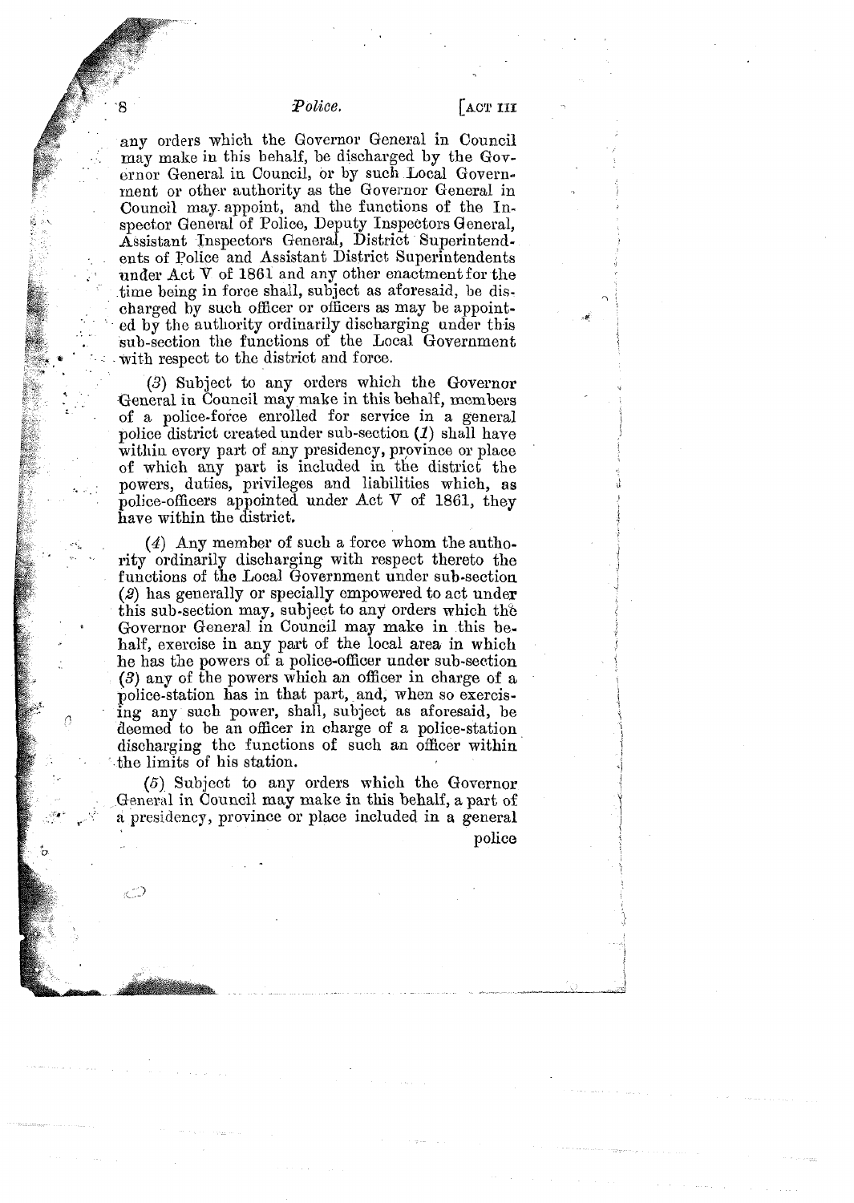any orders which the Governor General in Council may make in this behalf, be discharged by the Governor General in Council, or by such Local Government or other authority as the Governor General in Council may appoint, and the functions of the Inspector General of Police, Deputy Inspectors General, Assistant Inspectors General, District Superintendents of Police and Assistant District Superintendents under Act V of 1861 and any other enactment for the time being in force shall, subject as aforesaid, be discharged by such officer or officers as may be appointed by the authority ordinarily discharging under this sub-section the functions of the Local Government with respect to the district and force.

(*3*) Subject to any orders which the Governor General in Council may make in this behalf, members of a police-force enrolled for service in a general police district created under sub-section (*1*) shall have within every part of any presidency, province or place of which any part is included in the district the powers, duties, privileges and liabilities which, as police-officers appointed under Act V of 1861, they have within the district.

(*4*) Any member of such a force whom the authority ordinarily discharging with respect thereto the functions of the Local Government under sub-section (*2*) has generally or specially empowered to act under this sub-section may, subject to any orders which the Governor General in Council may make in this behalf, exercise in any part of the local area in which he has the powers of a police-officer under sub-section (*3*) any of the powers which an officer in charge of a police-station has in that part, and, when so exercising any such power, shall, subject as aforesaid, be deemed to be an officer in charge of a police-station discharging the functions of such an officer within the limits of his station.

(*5*) Subject to any orders which the Governor General in Council may make in this behalf, a part of a presidency, province or place included in a general police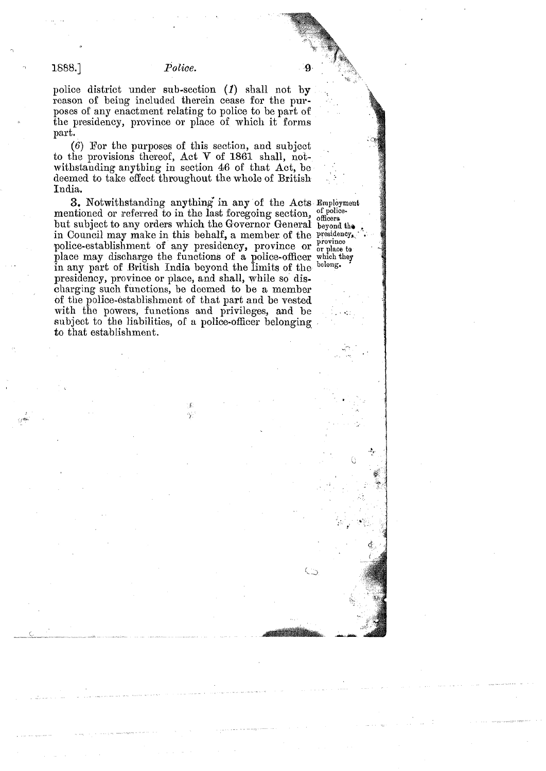police district under sub-section (*1*) shall not by reason of being included therein cease for the purposes of any enactment relating to police to be part of the presidency, province or place of which it forms part.

(*6*) For the purposes of this section, and subject to the provisions thereof, Act V of 1861 shall, notwithstanding anything in section 46 of that Act, be deemed to take effect throughout the whole of British India.

Employment of police-officers beyond the presidency, province or place to which they belong.

**3.** Notwithstanding anything in any of the Acts mentioned or referred to in the last foregoing section, but subject to any orders which the Governor General in Council may make in this behalf, a member of the police-establishment of any presidency, province or place may discharge the functions of a police-officer in any part of British India beyond the limits of the presidency, province or place, and shall, while so discharging such functions, be deemed to be a member of the police-establishment of that part and be vested with the powers, functions and privileges, and be subject to the liabilities, of a police-officer belonging to that establishment.